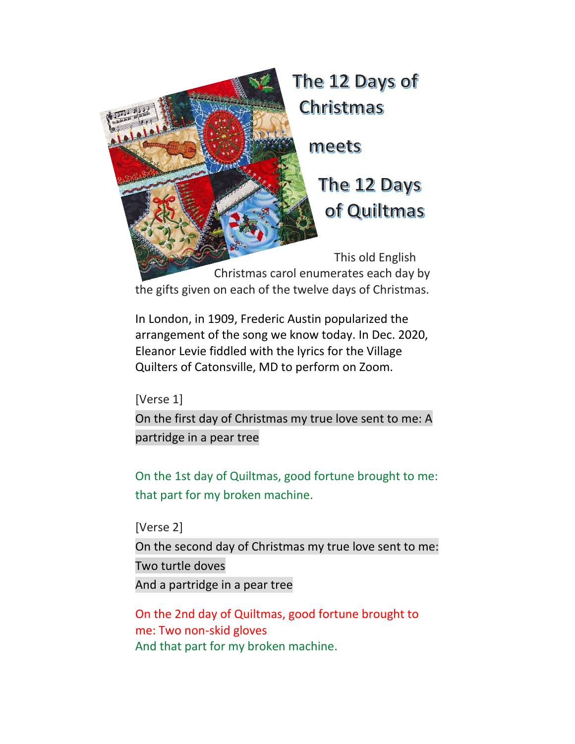# The 12 Days of Christmas

# meets

# The 12 Days of Quiltmas

This old English Christmas carol enumerates each day by the gifts given on each of the twelve days of Christmas.

In London, in 1909, Frederic Austin popularized the arrangement of the song we know today. In Dec. 2020, Eleanor Levie fiddled with the lyrics for the Village Quilters of Catonsville, MD to perform on Zoom.

[Verse 1]

On the first day of Christmas my true love sent to me: A partridge in a pear tree

On the 1st day of Quiltmas, good fortune brought to me: that part for my broken machine.

[Verse 2]

On the second day of Christmas my true love sent to me:
Two turtle doves
And a partridge in a pear tree

On the 2nd day of Quiltmas, good fortune brought to me: Two non-skid gloves
And that part for my broken machine.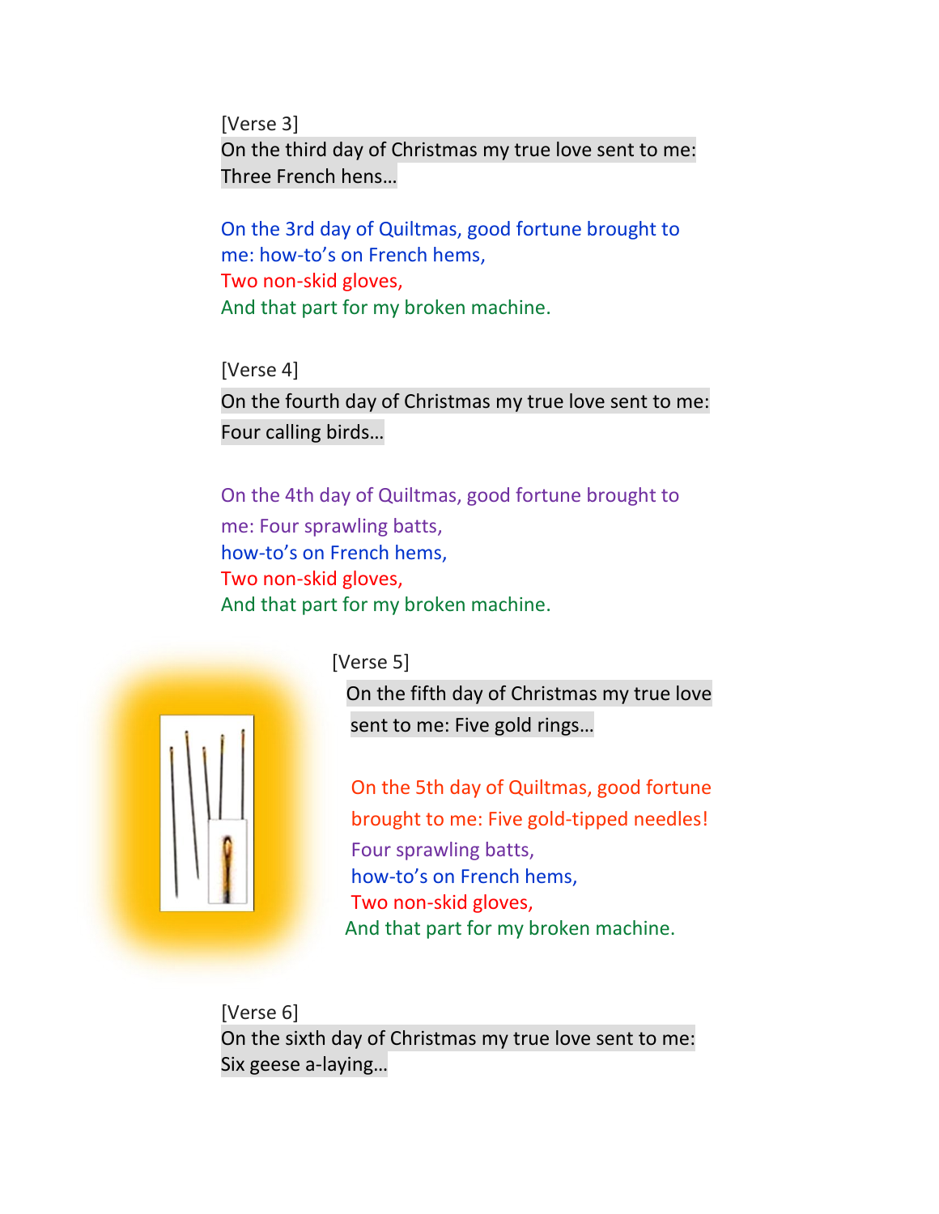[Verse 3]
On the third day of Christmas my true love sent to me:
Three French hens…

On the 3rd day of Quiltmas, good fortune brought to me: how-to's on French hems,
Two non-skid gloves,
And that part for my broken machine.

[Verse 4]
On the fourth day of Christmas my true love sent to me:
Four calling birds…

On the 4th day of Quiltmas, good fortune brought to me: Four sprawling batts,
how-to's on French hems,
Two non-skid gloves,
And that part for my broken machine.

[Verse 5]
On the fifth day of Christmas my true love sent to me: Five gold rings…

On the 5th day of Quiltmas, good fortune brought to me: Five gold-tipped needles!
Four sprawling batts,
how-to's on French hems,
Two non-skid gloves,
And that part for my broken machine.

[Verse 6]
On the sixth day of Christmas my true love sent to me:
Six geese a-laying…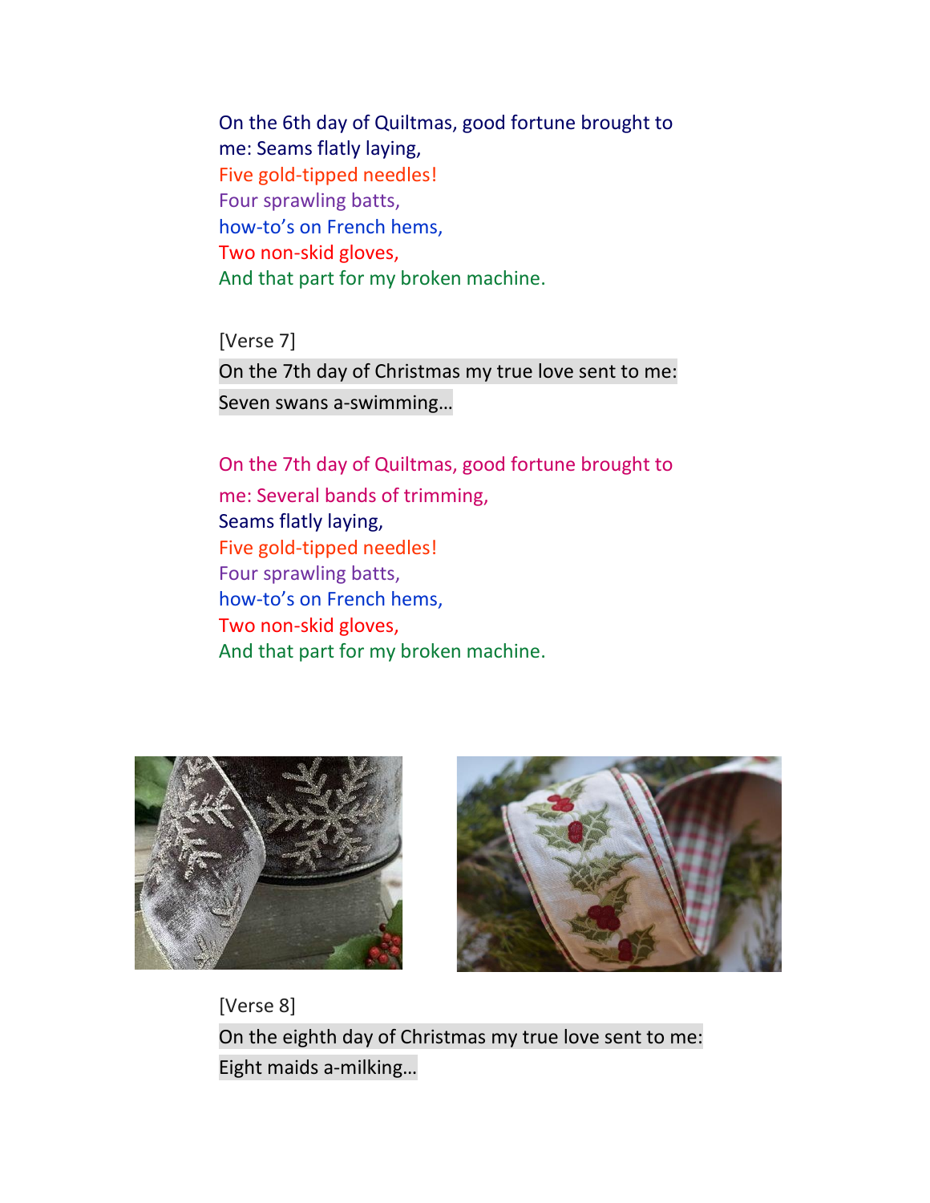On the 6th day of Quiltmas, good fortune brought to me: Seams flatly laying,
Five gold-tipped needles!
Four sprawling batts,
how-to's on French hems,
Two non-skid gloves,
And that part for my broken machine.

[Verse 7]

On the 7th day of Christmas my true love sent to me:
Seven swans a-swimming…

On the 7th day of Quiltmas, good fortune brought to me: Several bands of trimming,
Seams flatly laying,
Five gold-tipped needles!
Four sprawling batts,
how-to's on French hems,
Two non-skid gloves,
And that part for my broken machine.

[Verse 8]

On the eighth day of Christmas my true love sent to me:
Eight maids a-milking…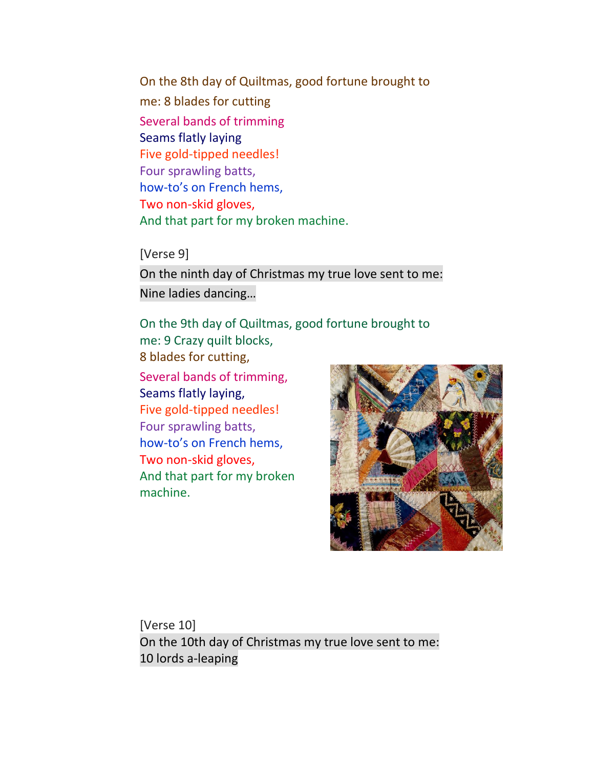On the 8th day of Quiltmas, good fortune brought to me: 8 blades for cutting
Several bands of trimming
Seams flatly laying
Five gold-tipped needles!
Four sprawling batts,
how-to's on French hems,
Two non-skid gloves,
And that part for my broken machine.

[Verse 9]

On the ninth day of Christmas my true love sent to me:
Nine ladies dancing…

On the 9th day of Quiltmas, good fortune brought to me: 9 Crazy quilt blocks,
8 blades for cutting,
Several bands of trimming,
Seams flatly laying,
Five gold-tipped needles!
Four sprawling batts,
how-to's on French hems,
Two non-skid gloves,
And that part for my broken machine.

[Verse 10]

On the 10th day of Christmas my true love sent to me:
10 lords a-leaping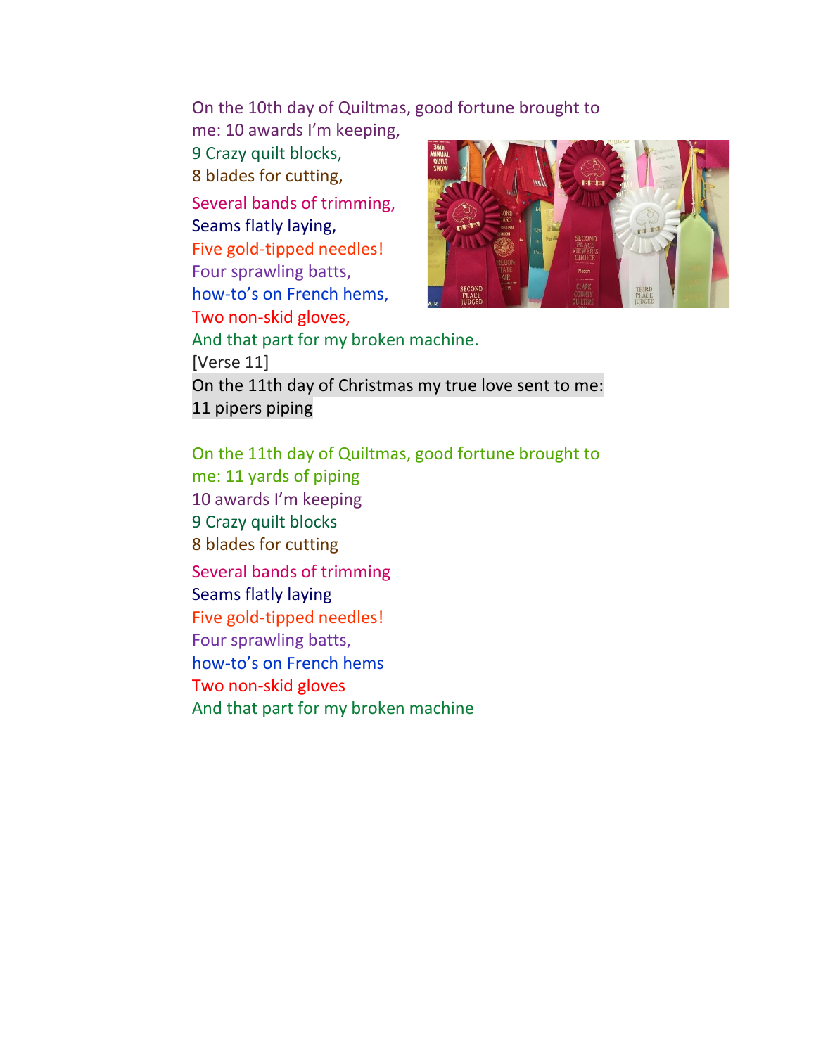On the 10th day of Quiltmas, good fortune brought to me: 10 awards I'm keeping,
9 Crazy quilt blocks,
8 blades for cutting,
Several bands of trimming,
Seams flatly laying,
Five gold-tipped needles!
Four sprawling batts,
how-to's on French hems,
Two non-skid gloves,
And that part for my broken machine.

[Verse 11]

On the 11th day of Christmas my true love sent to me:
11 pipers piping

On the 11th day of Quiltmas, good fortune brought to me: 11 yards of piping
10 awards I'm keeping
9 Crazy quilt blocks
8 blades for cutting
Several bands of trimming
Seams flatly laying
Five gold-tipped needles!
Four sprawling batts,
how-to's on French hems
Two non-skid gloves
And that part for my broken machine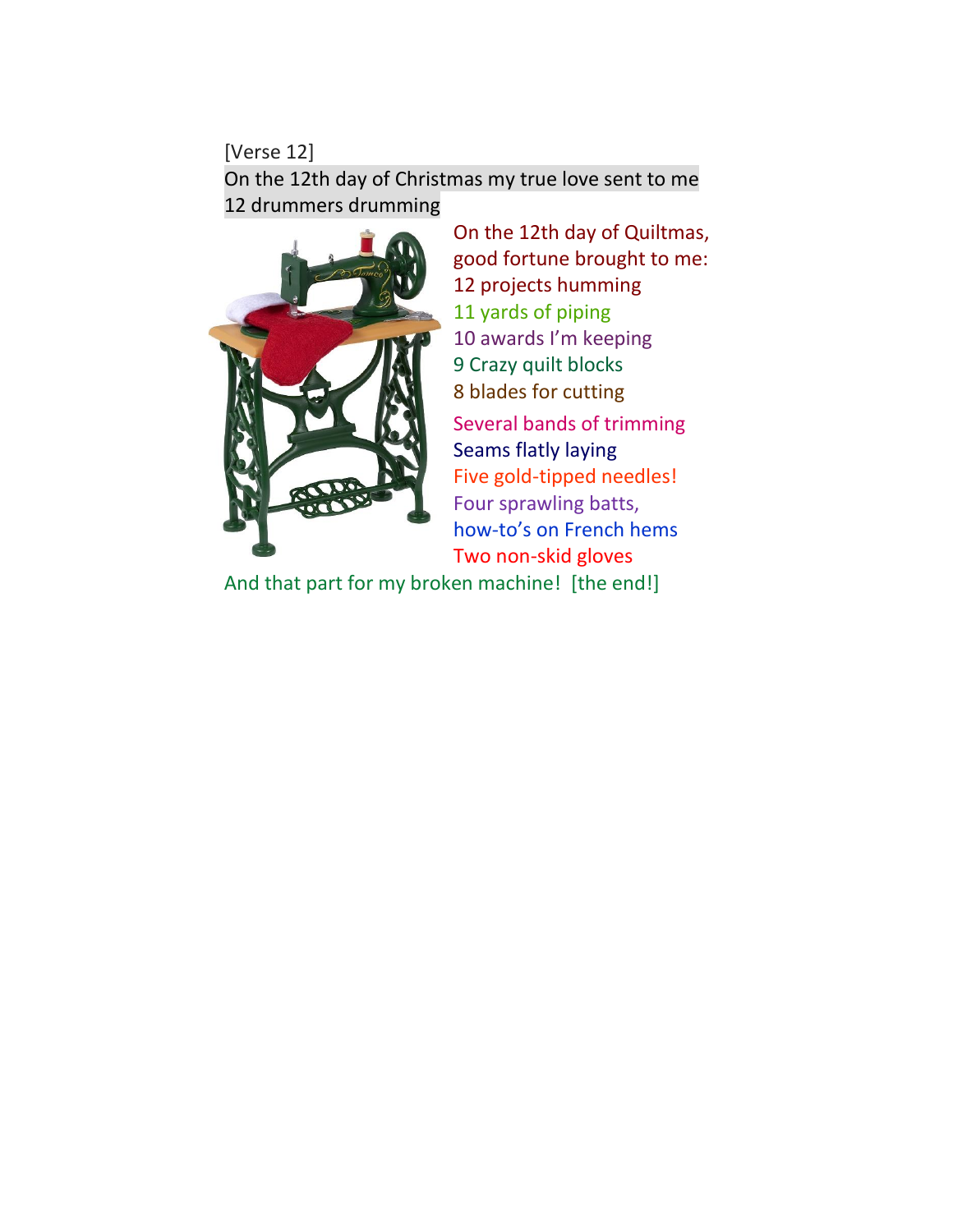[Verse 12]

On the 12th day of Christmas my true love sent to me
12 drummers drumming

On the 12th day of Quiltmas,
good fortune brought to me:
12 projects humming
11 yards of piping
10 awards I'm keeping
9 Crazy quilt blocks
8 blades for cutting
Several bands of trimming
Seams flatly laying
Five gold-tipped needles!
Four sprawling batts,
how-to's on French hems
Two non-skid gloves
And that part for my broken machine! [the end!]